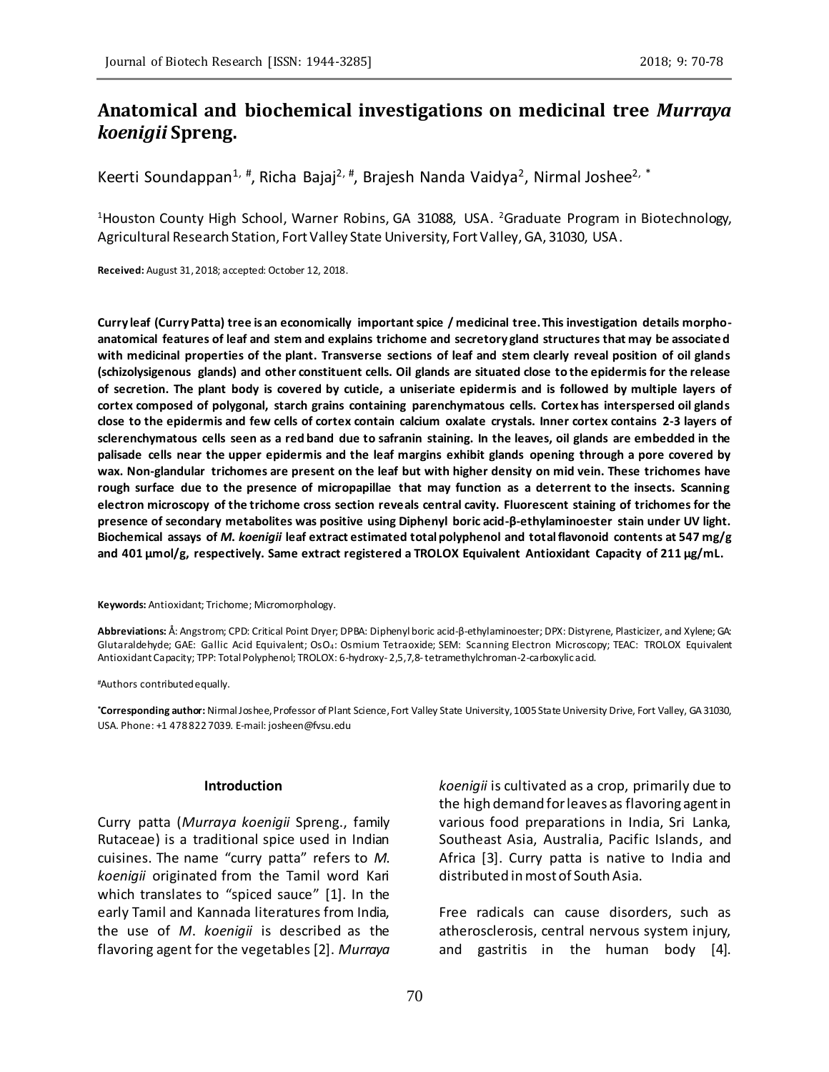# Anatomical and biochemical investigations on medicinal tree *Murraya koenigii* Spreng.

Keerti Soundappan[1, #], Richa Bajaj[2, #], Brajesh Nanda Vaidya[2], Nirmal Joshee[2, *]

[1]Houston County High School, Warner Robins, GA 31088, USA. [2]Graduate Program in Biotechnology, Agricultural Research Station, Fort Valley State University, Fort Valley, GA, 31030, USA.

**Received:** August 31, 2018; accepted: October 12, 2018.

**Curry leaf (Curry Patta) tree is an economically important spice / medicinal tree. This investigation details morpho-anatomical features of leaf and stem and explains trichome and secretory gland structures that may be associated with medicinal properties of the plant. Transverse sections of leaf and stem clearly reveal position of oil glands (schizolysigenous glands) and other constituent cells. Oil glands are situated close to the epidermis for the release of secretion. The plant body is covered by cuticle, a uniseriate epidermis and is followed by multiple layers of cortex composed of polygonal, starch grains containing parenchymatous cells. Cortex has interspersed oil glands close to the epidermis and few cells of cortex contain calcium oxalate crystals. Inner cortex contains 2-3 layers of sclerenchymatous cells seen as a red band due to safranin staining. In the leaves, oil glands are embedded in the palisade cells near the upper epidermis and the leaf margins exhibit glands opening through a pore covered by wax. Non-glandular trichomes are present on the leaf but with higher density on mid vein. These trichomes have rough surface due to the presence of micropapillae that may function as a deterrent to the insects. Scanning electron microscopy of the trichome cross section reveals central cavity. Fluorescent staining of trichomes for the presence of secondary metabolites was positive using Diphenyl boric acid-β-ethylaminoester stain under UV light. Biochemical assays of *M. koenigii* leaf extract estimated total polyphenol and total flavonoid contents at 547 mg/g and 401 µmol/g, respectively. Same extract registered a TROLOX Equivalent Antioxidant Capacity of 211 µg/mL.**

**Keywords:** Antioxidant; Trichome; Micromorphology.

**Abbreviations:** Å: Angstrom; CPD: Critical Point Dryer; DPBA: Diphenyl boric acid-β-ethylaminoester; DPX: Distyrene, Plasticizer, and Xylene; GA: Glutaraldehyde; GAE: Gallic Acid Equivalent; $OsO_4$: Osmium Tetraoxide; SEM: Scanning Electron Microscopy; TEAC: TROLOX Equivalent Antioxidant Capacity; TPP: Total Polyphenol; TROLOX: 6-hydroxy-2,5,7,8-tetramethylchroman-2-carboxylic acid.

[#]Authors contributed equally.

[*]**Corresponding author:** Nirmal Joshee, Professor of Plant Science, Fort Valley State University, 1005 State University Drive, Fort Valley, GA 31030, USA. Phone: +1 478 822 7039. E-mail: josheen@fvsu.edu

## Introduction

Curry patta (*Murraya koenigii* Spreng., family Rutaceae) is a traditional spice used in Indian cuisines. The name "curry patta" refers to *M. koenigii* originated from the Tamil word Kari which translates to "spiced sauce" [1]. In the early Tamil and Kannada literatures from India, the use of *M. koenigii* is described as the flavoring agent for the vegetables [2]. *Murraya koenigii* is cultivated as a crop, primarily due to the high demand for leaves as flavoring agent in various food preparations in India, Sri Lanka, Southeast Asia, Australia, Pacific Islands, and Africa [3]. Curry patta is native to India and distributed in most of South Asia.

Free radicals can cause disorders, such as atherosclerosis, central nervous system injury, and gastritis in the human body [4].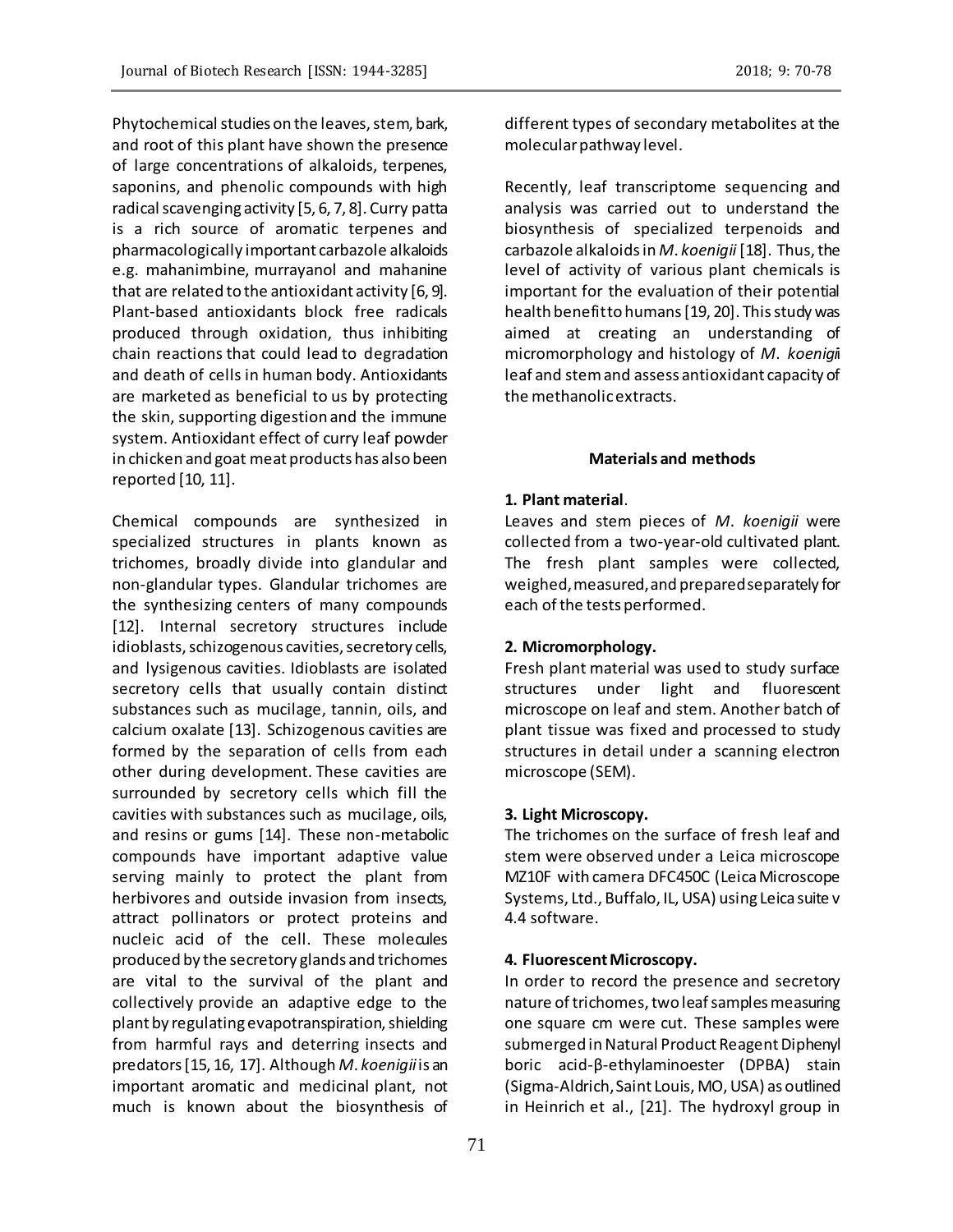Phytochemical studies on the leaves, stem, bark, and root of this plant have shown the presence of large concentrations of alkaloids, terpenes, saponins, and phenolic compounds with high radical scavenging activity [5, 6, 7, 8]. Curry patta is a rich source of aromatic terpenes and pharmacologically important carbazole alkaloids e.g. mahanimbine, murrayanol and mahanine that are related to the antioxidant activity [6, 9]. Plant-based antioxidants block free radicals produced through oxidation, thus inhibiting chain reactions that could lead to degradation and death of cells in human body. Antioxidants are marketed as beneficial to us by protecting the skin, supporting digestion and the immune system. Antioxidant effect of curry leaf powder in chicken and goat meat products has also been reported [10, 11].

Chemical compounds are synthesized in specialized structures in plants known as trichomes, broadly divide into glandular and non-glandular types. Glandular trichomes are the synthesizing centers of many compounds [12]. Internal secretory structures include idioblasts, schizogenous cavities, secretory cells, and lysigenous cavities. Idioblasts are isolated secretory cells that usually contain distinct substances such as mucilage, tannin, oils, and calcium oxalate [13]. Schizogenous cavities are formed by the separation of cells from each other during development. These cavities are surrounded by secretory cells which fill the cavities with substances such as mucilage, oils, and resins or gums [14]. These non-metabolic compounds have important adaptive value serving mainly to protect the plant from herbivores and outside invasion from insects, attract pollinators or protect proteins and nucleic acid of the cell. These molecules produced by the secretory glands and trichomes are vital to the survival of the plant and collectively provide an adaptive edge to the plant by regulating evapotranspiration, shielding from harmful rays and deterring insects and predators [15, 16, 17]. Although *M. koenigii* is an important aromatic and medicinal plant, not much is known about the biosynthesis of different types of secondary metabolites at the molecular pathway level.

Recently, leaf transcriptome sequencing and analysis was carried out to understand the biosynthesis of specialized terpenoids and carbazole alkaloids in *M. koenigii* [18]. Thus, the level of activity of various plant chemicals is important for the evaluation of their potential health benefit to humans [19, 20]. This study was aimed at creating an understanding of micromorphology and histology of *M. koenigii* leaf and stem and assess antioxidant capacity of the methanolic extracts.

## Materials and methods

**1. Plant material**.

Leaves and stem pieces of *M. koenigii* were collected from a two-year-old cultivated plant. The fresh plant samples were collected, weighed, measured, and prepared separately for each of the tests performed.

**2. Micromorphology.**

Fresh plant material was used to study surface structures under light and fluorescent microscope on leaf and stem. Another batch of plant tissue was fixed and processed to study structures in detail under a scanning electron microscope (SEM).

**3. Light Microscopy.**

The trichomes on the surface of fresh leaf and stem were observed under a Leica microscope MZ10F with camera DFC450C (Leica Microscope Systems, Ltd., Buffalo, IL, USA) using Leica suite v 4.4 software.

**4. Fluorescent Microscopy.**

In order to record the presence and secretory nature of trichomes, two leaf samples measuring one square cm were cut. These samples were submerged in Natural Product Reagent Diphenyl boric acid-β-ethylaminoester (DPBA) stain (Sigma-Aldrich, Saint Louis, MO, USA) as outlined in Heinrich et al., [21]. The hydroxyl group in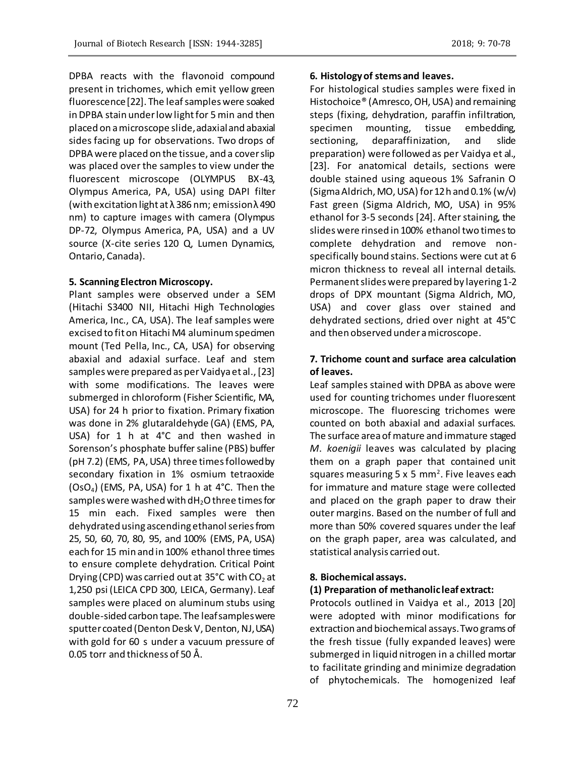DPBA reacts with the flavonoid compound present in trichomes, which emit yellow green fluorescence [22]. The leaf samples were soaked in DPBA stain under low light for 5 min and then placed on a microscope slide, adaxial and abaxial sides facing up for observations. Two drops of DPBA were placed on the tissue, and a cover slip was placed over the samples to view under the fluorescent microscope (OLYMPUS BX-43, Olympus America, PA, USA) using DAPI filter (with excitation light at λ 386 nm; emission λ 490 nm) to capture images with camera (Olympus DP-72, Olympus America, PA, USA) and a UV source (X-cite series 120 Q, Lumen Dynamics, Ontario, Canada).

**5. Scanning Electron Microscopy.**

Plant samples were observed under a SEM (Hitachi S3400 NII, Hitachi High Technologies America, Inc., CA, USA). The leaf samples were excised to fit on Hitachi M4 aluminum specimen mount (Ted Pella, Inc., CA, USA) for observing abaxial and adaxial surface. Leaf and stem samples were prepared as per Vaidya et al., [23] with some modifications. The leaves were submerged in chloroform (Fisher Scientific, MA, USA) for 24 h prior to fixation. Primary fixation was done in 2% glutaraldehyde (GA) (EMS, PA, USA) for 1 h at 4°C and then washed in Sorenson's phosphate buffer saline (PBS) buffer (pH 7.2) (EMS, PA, USA) three times followed by secondary fixation in 1% osmium tetraoxide ($OsO_4$) (EMS, PA, USA) for 1 h at 4°C. Then the samples were washed with $dH_2O$ three times for 15 min each. Fixed samples were then dehydrated using ascending ethanol series from 25, 50, 60, 70, 80, 95, and 100% (EMS, PA, USA) each for 15 min and in 100% ethanol three times to ensure complete dehydration. Critical Point Drying (CPD) was carried out at 35°C with $CO_2$ at 1,250 psi (LEICA CPD 300, LEICA, Germany). Leaf samples were placed on aluminum stubs using double-sided carbon tape. The leaf samples were sputter coated (Denton Desk V, Denton, NJ, USA) with gold for 60 s under a vacuum pressure of 0.05 torr and thickness of 50 Å.

**6. Histology of stems and leaves.**

For histological studies samples were fixed in Histochoice® (Amresco, OH, USA) and remaining steps (fixing, dehydration, paraffin infiltration, specimen mounting, tissue embedding, sectioning, deparaffinization, and slide preparation) were followed as per Vaidya et al., [23]. For anatomical details, sections were double stained using aqueous 1% Safranin O (Sigma Aldrich, MO, USA) for 12 h and 0.1% (w/v) Fast green (Sigma Aldrich, MO, USA) in 95% ethanol for 3-5 seconds [24]. After staining, the slides were rinsed in 100% ethanol two times to complete dehydration and remove non-specifically bound stains. Sections were cut at 6 micron thickness to reveal all internal details. Permanent slides were prepared by layering 1-2 drops of DPX mountant (Sigma Aldrich, MO, USA) and cover glass over stained and dehydrated sections, dried over night at 45°C and then observed under a microscope.

**7. Trichome count and surface area calculation of leaves.**

Leaf samples stained with DPBA as above were used for counting trichomes under fluorescent microscope. The fluorescing trichomes were counted on both abaxial and adaxial surfaces. The surface area of mature and immature staged *M. koenigii* leaves was calculated by placing them on a graph paper that contained unit squares measuring 5 x 5 $mm^2$. Five leaves each for immature and mature stage were collected and placed on the graph paper to draw their outer margins. Based on the number of full and more than 50% covered squares under the leaf on the graph paper, area was calculated, and statistical analysis carried out.

**8. Biochemical assays.**

**(1) Preparation of methanolic leaf extract:**

Protocols outlined in Vaidya et al., 2013 [20] were adopted with minor modifications for extraction and biochemical assays. Two grams of the fresh tissue (fully expanded leaves) were submerged in liquid nitrogen in a chilled mortar to facilitate grinding and minimize degradation of phytochemicals. The homogenized leaf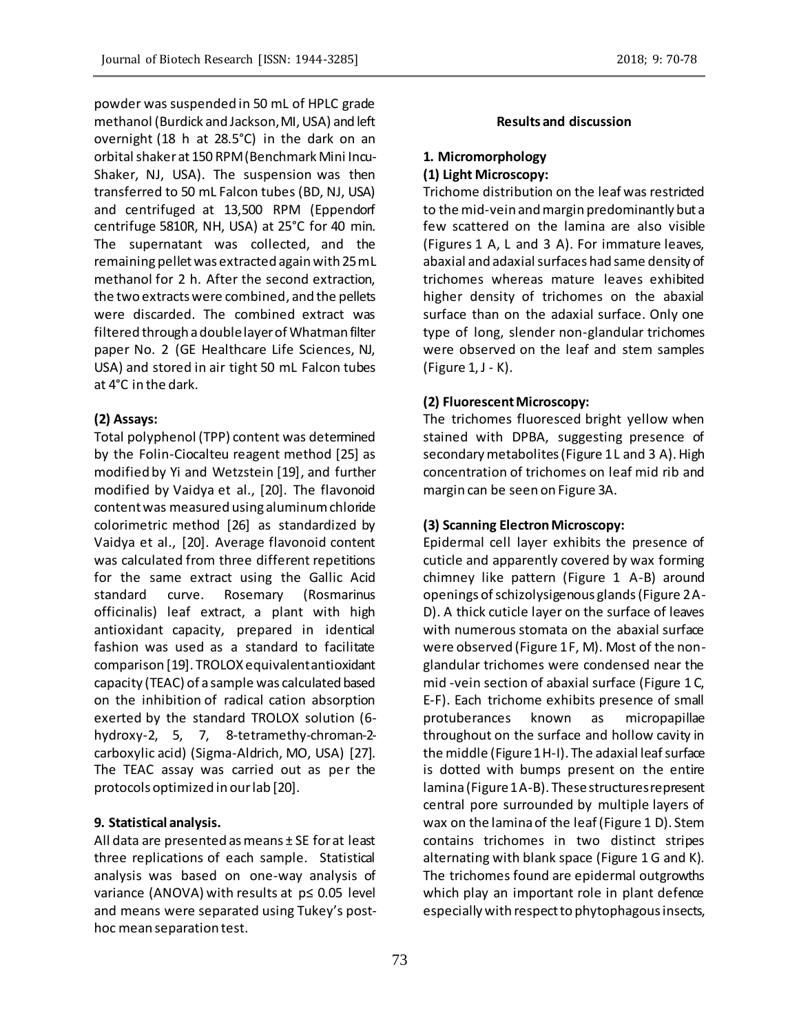powder was suspended in 50 mL of HPLC grade methanol (Burdick and Jackson, MI, USA) and left overnight (18 h at 28.5°C) in the dark on an orbital shaker at 150 RPM (Benchmark Mini Incu-Shaker, NJ, USA). The suspension was then transferred to 50 mL Falcon tubes (BD, NJ, USA) and centrifuged at 13,500 RPM (Eppendorf centrifuge 5810R, NH, USA) at 25°C for 40 min. The supernatant was collected, and the remaining pellet was extracted again with 25 mL methanol for 2 h. After the second extraction, the two extracts were combined, and the pellets were discarded. The combined extract was filtered through a double layer of Whatman filter paper No. 2 (GE Healthcare Life Sciences, NJ, USA) and stored in air tight 50 mL Falcon tubes at 4°C in the dark.

**(2) Assays:**

Total polyphenol (TPP) content was determined by the Folin-Ciocalteu reagent method [25] as modified by Yi and Wetzstein [19], and further modified by Vaidya et al., [20]. The flavonoid content was measured using aluminum chloride colorimetric method [26] as standardized by Vaidya et al., [20]. Average flavonoid content was calculated from three different repetitions for the same extract using the Gallic Acid standard curve. Rosemary (Rosmarinus officinalis) leaf extract, a plant with high antioxidant capacity, prepared in identical fashion was used as a standard to facilitate comparison [19]. TROLOX equivalent antioxidant capacity (TEAC) of a sample was calculated based on the inhibition of radical cation absorption exerted by the standard TROLOX solution (6-hydroxy-2, 5, 7, 8-tetramethy-chroman-2-carboxylic acid) (Sigma-Aldrich, MO, USA) [27]. The TEAC assay was carried out as per the protocols optimized in our lab [20].

**9. Statistical analysis.**

All data are presented as means ± SE for at least three replications of each sample. Statistical analysis was based on one-way analysis of variance (ANOVA) with results at $p \leq 0.05$ level and means were separated using Tukey's post-hoc mean separation test.

## Results and discussion

**1. Micromorphology**

**(1) Light Microscopy:**

Trichome distribution on the leaf was restricted to the mid-vein and margin predominantly but a few scattered on the lamina are also visible (Figures 1 A, L and 3 A). For immature leaves, abaxial and adaxial surfaces had same density of trichomes whereas mature leaves exhibited higher density of trichomes on the abaxial surface than on the adaxial surface. Only one type of long, slender non-glandular trichomes were observed on the leaf and stem samples (Figure 1, J - K).

**(2) Fluorescent Microscopy:**

The trichomes fluoresced bright yellow when stained with DPBA, suggesting presence of secondary metabolites (Figure 1 L and 3 A). High concentration of trichomes on leaf mid rib and margin can be seen on Figure 3A.

**(3) Scanning Electron Microscopy:**

Epidermal cell layer exhibits the presence of cuticle and apparently covered by wax forming chimney like pattern (Figure 1 A-B) around openings of schizolysigenous glands (Figure 2 A-D). A thick cuticle layer on the surface of leaves with numerous stomata on the abaxial surface were observed (Figure 1 F, M). Most of the non-glandular trichomes were condensed near the mid -vein section of abaxial surface (Figure 1 C, E-F). Each trichome exhibits presence of small protuberances known as micropapillae throughout on the surface and hollow cavity in the middle (Figure 1 H-I). The adaxial leaf surface is dotted with bumps present on the entire lamina (Figure 1 A-B). These structures represent central pore surrounded by multiple layers of wax on the lamina of the leaf (Figure 1 D). Stem contains trichomes in two distinct stripes alternating with blank space (Figure 1 G and K). The trichomes found are epidermal outgrowths which play an important role in plant defence especially with respect to phytophagous insects,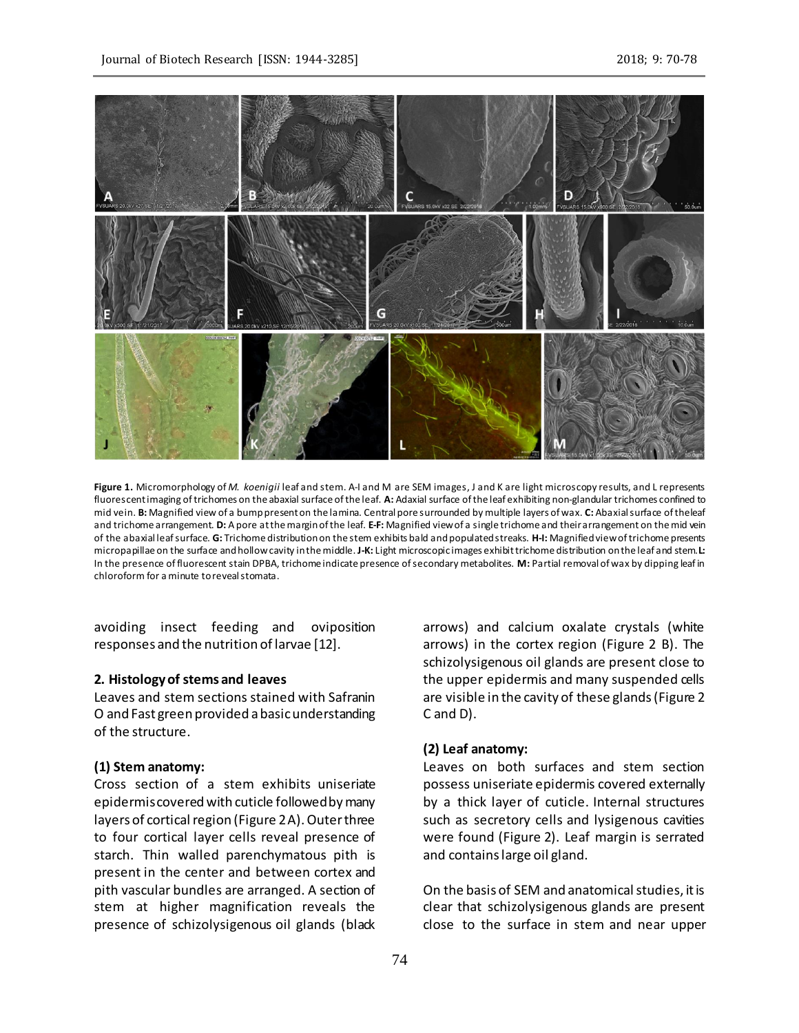**Figure 1.** Micromorphology of *M. koenigii* leaf and stem. A-I and M are SEM images, J and K are light microscopy results, and L represents fluorescent imaging of trichomes on the abaxial surface of the leaf. **A:** Adaxial surface of the leaf exhibiting non-glandular trichomes confined to mid vein. **B:** Magnified view of a bump present on the lamina. Central pore surrounded by multiple layers of wax. **C:** Abaxial surface of the leaf and trichome arrangement. **D:** A pore at the margin of the leaf. **E-F:** Magnified view of a single trichome and their arrangement on the mid vein of the abaxial leaf surface. **G:** Trichome distribution on the stem exhibits bald and populated streaks. **H-I:** Magnified view of trichome presents micropapillae on the surface and hollow cavity in the middle. **J-K:** Light microscopic images exhibit trichome distribution on the leaf and stem. **L:** In the presence of fluorescent stain DPBA, trichome indicate presence of secondary metabolites. **M:** Partial removal of wax by dipping leaf in chloroform for a minute to reveal stomata.

avoiding insect feeding and oviposition responses and the nutrition of larvae [12].

### 2. Histology of stems and leaves

Leaves and stem sections stained with Safranin O and Fast green provided a basic understanding of the structure.

#### (1) Stem anatomy:

Cross section of a stem exhibits uniseriate epidermis covered with cuticle followed by many layers of cortical region (Figure 2 A). Outer three to four cortical layer cells reveal presence of starch. Thin walled parenchymatous pith is present in the center and between cortex and pith vascular bundles are arranged. A section of stem at higher magnification reveals the presence of schizolysigenous oil glands (black arrows) and calcium oxalate crystals (white arrows) in the cortex region (Figure 2 B). The schizolysigenous oil glands are present close to the upper epidermis and many suspended cells are visible in the cavity of these glands (Figure 2 C and D).

#### (2) Leaf anatomy:

Leaves on both surfaces and stem section possess uniseriate epidermis covered externally by a thick layer of cuticle. Internal structures such as secretory cells and lysigenous cavities were found (Figure 2). Leaf margin is serrated and contains large oil gland.

On the basis of SEM and anatomical studies, it is clear that schizolysigenous glands are present close to the surface in stem and near upper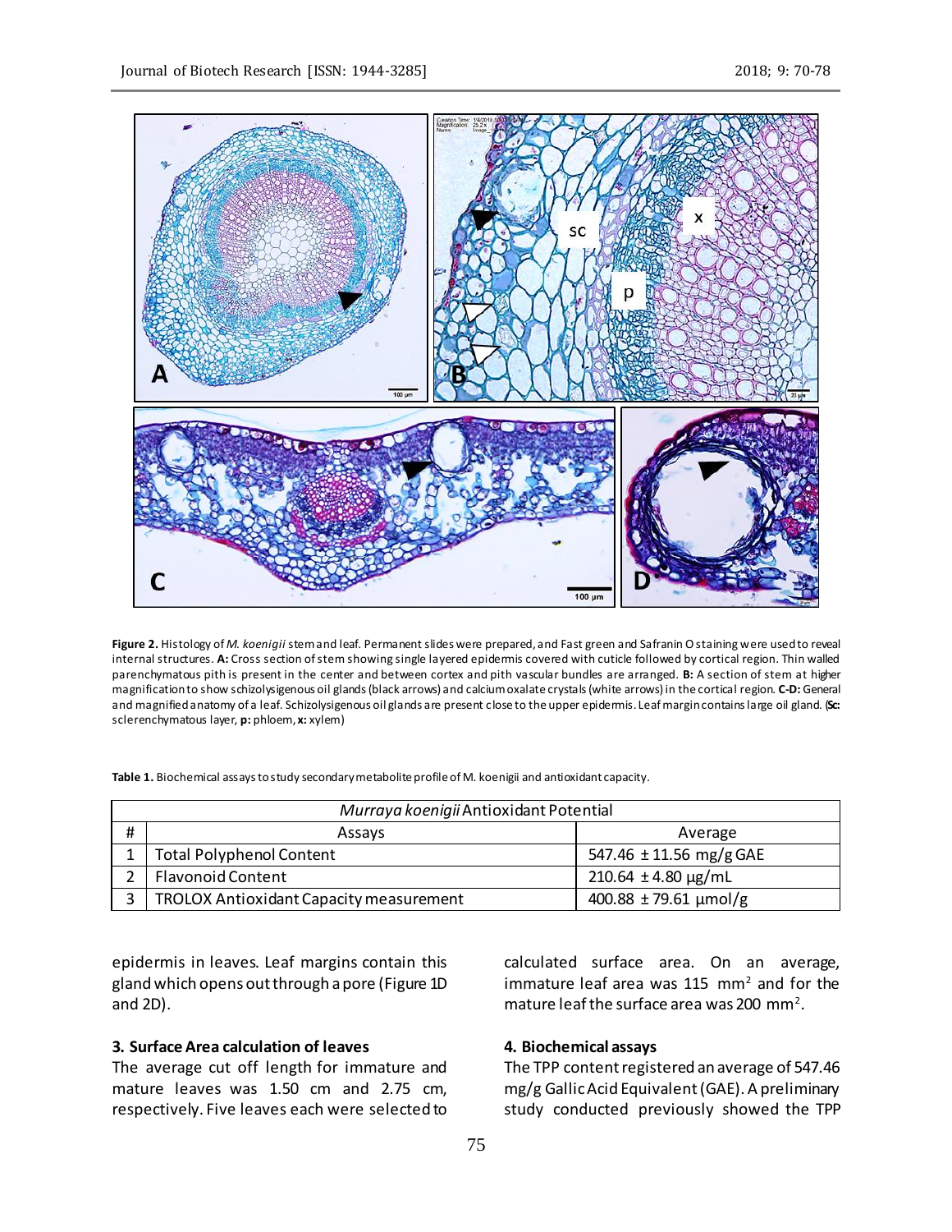**Figure 2.** Histology of *M. koenigii* stem and leaf. Permanent slides were prepared, and Fast green and Safranin O staining were used to reveal internal structures. **A:** Cross section of stem showing single layered epidermis covered with cuticle followed by cortical region. Thin walled parenchymatous pith is present in the center and between cortex and pith vascular bundles are arranged. **B:** A section of stem at higher magnification to show schizolysigenous oil glands (black arrows) and calcium oxalate crystals (white arrows) in the cortical region. **C-D:** General and magnified anatomy of a leaf. Schizolysigenous oil glands are present close to the upper epidermis. Leaf margin contains large oil gland. (**Sc:** sclerenchymatous layer, **p:** phloem, **x:** xylem)

**Table 1.** Biochemical assays to study secondary metabolite profile of M. koenigii and antioxidant capacity.

| *Murraya koenigii* Antioxidant Potential | | |
|---|---|---|
| # | Assays | Average |
| 1 | Total Polyphenol Content | 547.46 ± 11.56 mg/g GAE |
| 2 | Flavonoid Content | 210.64 ± 4.80 µg/mL |
| 3 | TROLOX Antioxidant Capacity measurement | 400.88 ± 79.61 µmol/g |

epidermis in leaves. Leaf margins contain this gland which opens out through a pore (Figure 1D and 2D).

### 3. Surface Area calculation of leaves

The average cut off length for immature and mature leaves was 1.50 cm and 2.75 cm, respectively. Five leaves each were selected to calculated surface area. On an average, immature leaf area was 115 $mm^2$ and for the mature leaf the surface area was 200 $mm^2$.

### 4. Biochemical assays

The TPP content registered an average of 547.46 mg/g Gallic Acid Equivalent (GAE). A preliminary study conducted previously showed the TPP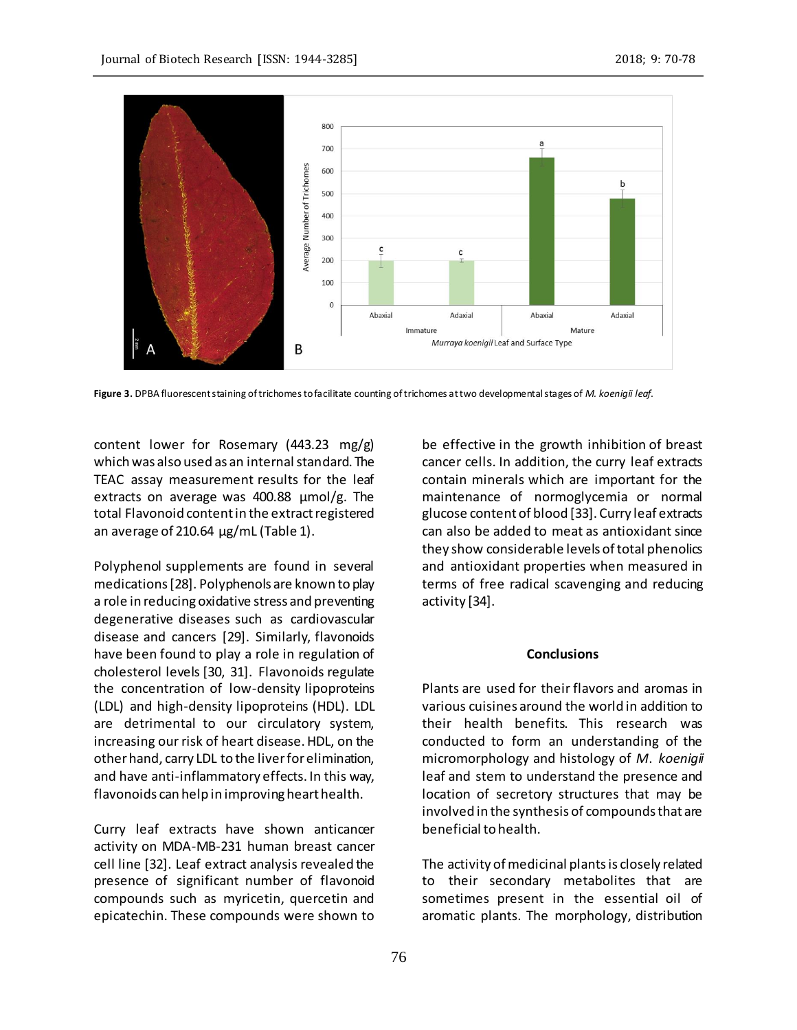**Figure 3.** DPBA fluorescent staining of trichomes to facilitate counting of trichomes at two developmental stages of *M. koenigii leaf*.

content lower for Rosemary (443.23 mg/g) which was also used as an internal standard. The TEAC assay measurement results for the leaf extracts on average was 400.88 µmol/g. The total Flavonoid content in the extract registered an average of 210.64 µg/mL (Table 1).

Polyphenol supplements are found in several medications [28]. Polyphenols are known to play a role in reducing oxidative stress and preventing degenerative diseases such as cardiovascular disease and cancers [29]. Similarly, flavonoids have been found to play a role in regulation of cholesterol levels [30, 31]. Flavonoids regulate the concentration of low-density lipoproteins (LDL) and high-density lipoproteins (HDL). LDL are detrimental to our circulatory system, increasing our risk of heart disease. HDL, on the other hand, carry LDL to the liver for elimination, and have anti-inflammatory effects. In this way, flavonoids can help in improving heart health.

Curry leaf extracts have shown anticancer activity on MDA-MB-231 human breast cancer cell line [32]. Leaf extract analysis revealed the presence of significant number of flavonoid compounds such as myricetin, quercetin and epicatechin. These compounds were shown to be effective in the growth inhibition of breast cancer cells. In addition, the curry leaf extracts contain minerals which are important for the maintenance of normoglycemia or normal glucose content of blood [33]. Curry leaf extracts can also be added to meat as antioxidant since they show considerable levels of total phenolics and antioxidant properties when measured in terms of free radical scavenging and reducing activity [34].

## Conclusions

Plants are used for their flavors and aromas in various cuisines around the world in addition to their health benefits. This research was conducted to form an understanding of the micromorphology and histology of *M. koenigii* leaf and stem to understand the presence and location of secretory structures that may be involved in the synthesis of compounds that are beneficial to health.

The activity of medicinal plants is closely related to their secondary metabolites that are sometimes present in the essential oil of aromatic plants. The morphology, distribution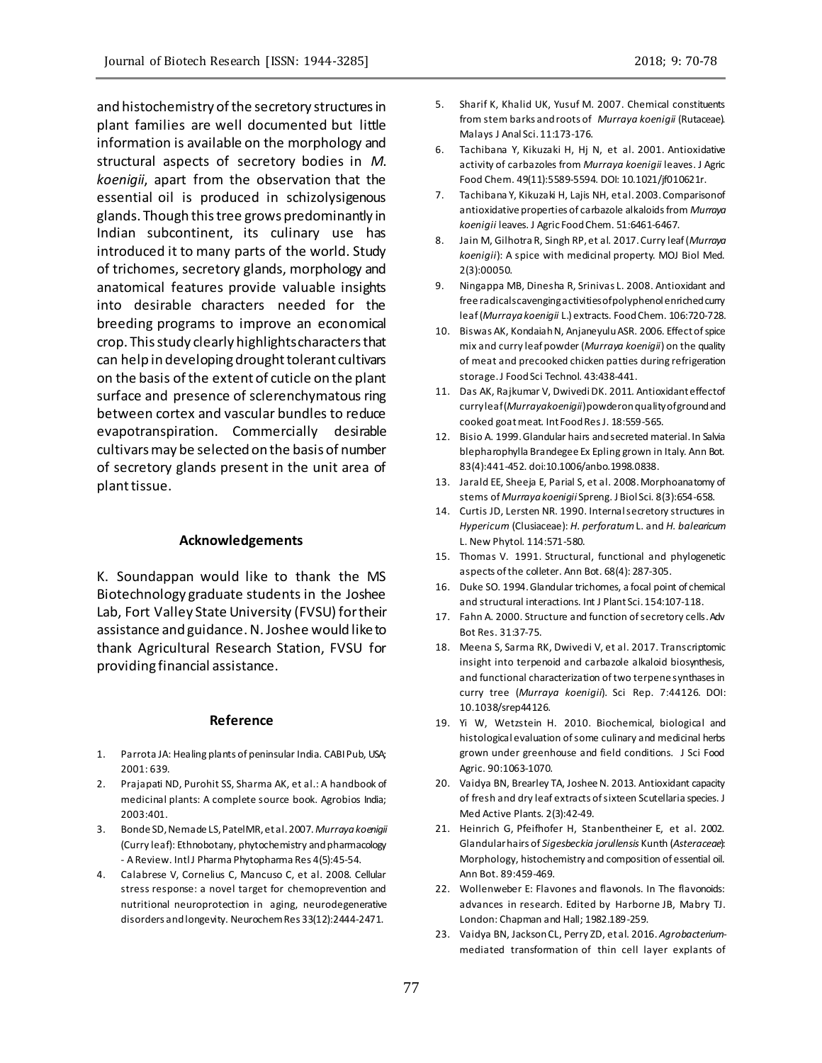and histochemistry of the secretory structures in plant families are well documented but little information is available on the morphology and structural aspects of secretory bodies in *M. koenigii*, apart from the observation that the essential oil is produced in schizolysigenous glands. Though this tree grows predominantly in Indian subcontinent, its culinary use has introduced it to many parts of the world. Study of trichomes, secretory glands, morphology and anatomical features provide valuable insights into desirable characters needed for the breeding programs to improve an economical crop. This study clearly highlights characters that can help in developing drought tolerant cultivars on the basis of the extent of cuticle on the plant surface and presence of sclerenchymatous ring between cortex and vascular bundles to reduce evapotranspiration. Commercially desirable cultivars may be selected on the basis of number of secretory glands present in the unit area of plant tissue.

## Acknowledgements

K. Soundappan would like to thank the MS Biotechnology graduate students in the Joshee Lab, Fort Valley State University (FVSU) for their assistance and guidance. N. Joshee would like to thank Agricultural Research Station, FVSU for providing financial assistance.

## Reference

1. Parrota JA: Healing plants of peninsular India. CABI Pub, USA; 2001: 639.
2. Prajapati ND, Purohit SS, Sharma AK, et al.: A handbook of medicinal plants: A complete source book. Agrobios India; 2003:401.
3. Bonde SD, Nemade LS, Patel MR, et al. 2007. *Murraya koenigii* (Curry leaf): Ethnobotany, phytochemistry and pharmacology - A Review. Intl J Pharma Phytopharma Res 4(5):45-54.
4. Calabrese V, Cornelius C, Mancuso C, et al. 2008. Cellular stress response: a novel target for chemoprevention and nutritional neuroprotection in aging, neurodegenerative disorders and longevity. Neurochem Res 33(12):2444-2471.
5. Sharif K, Khalid UK, Yusuf M. 2007. Chemical constituents from stem barks and roots of *Murraya koenigii* (Rutaceae). Malays J Anal Sci. 11:173-176.
6. Tachibana Y, Kikuzaki H, Hj N, et al. 2001. Antioxidative activity of carbazoles from *Murraya koenigii* leaves. J Agric Food Chem. 49(11):5589-5594. DOI: 10.1021/jf010621r.
7. Tachibana Y, Kikuzaki H, Lajis NH, et al. 2003. Comparison of antioxidative properties of carbazole alkaloids from *Murraya koenigii* leaves. J Agric Food Chem. 51:6461-6467.
8. Jain M, Gilhotra R, Singh RP, et al. 2017. Curry leaf (*Murraya koenigii*): A spice with medicinal property. MOJ Biol Med. 2(3):00050.
9. Ningappa MB, Dinesha R, Srinivas L. 2008. Antioxidant and free radical scavenging activities of polyphenol enriched curry leaf (*Murraya koenigii* L.) extracts. Food Chem. 106:720-728.
10. Biswas AK, Kondaiah N, Anjaneyulu ASR. 2006. Effect of spice mix and curry leaf powder (*Murraya koenigii*) on the quality of meat and precooked chicken patties during refrigeration storage. J Food Sci Technol. 43:438-441.
11. Das AK, Rajkumar V, Dwivedi DK. 2011. Antioxidant effect of curry leaf (*Murraya koenigii*) powder on quality of ground and cooked goat meat. Int Food Res J. 18:559-565.
12. Bisio A. 1999. Glandular hairs and secreted material. In Salvia blepharophylla Brandegee Ex Epling grown in Italy. Ann Bot. 83(4):441-452. doi:10.1006/anbo.1998.0838.
13. Jarald EE, Sheeja E, Parial S, et al. 2008. Morphoanatomy of stems of *Murraya koenigii* Spreng. J Biol Sci. 8(3):654-658.
14. Curtis JD, Lersten NR. 1990. Internal secretory structures in *Hypericum* (Clusiaceae): *H. perforatum* L. and *H. balearicum* L. New Phytol. 114:571-580.
15. Thomas V. 1991. Structural, functional and phylogenetic aspects of the colleter. Ann Bot. 68(4): 287-305.
16. Duke SO. 1994. Glandular trichomes, a focal point of chemical and structural interactions. Int J Plant Sci. 154:107-118.
17. Fahn A. 2000. Structure and function of secretory cells. Adv Bot Res. 31:37-75.
18. Meena S, Sarma RK, Dwivedi V, et al. 2017. Transcriptomic insight into terpenoid and carbazole alkaloid biosynthesis, and functional characterization of two terpene synthases in curry tree (*Murraya koenigii*). Sci Rep. 7:44126. DOI: 10.1038/srep44126.
19. Yi W, Wetzstein H. 2010. Biochemical, biological and histological evaluation of some culinary and medicinal herbs grown under greenhouse and field conditions. J Sci Food Agric. 90:1063-1070.
20. Vaidya BN, Brearley TA, Joshee N. 2013. Antioxidant capacity of fresh and dry leaf extracts of sixteen Scutellaria species. J Med Active Plants. 2(3):42-49.
21. Heinrich G, Pfeifhofer H, Stanbentheiner E, et al. 2002. Glandular hairs of *Sigesbeckia jorullensis* Kunth (*Asteraceae*): Morphology, histochemistry and composition of essential oil. Ann Bot. 89:459-469.
22. Wollenweber E: Flavones and flavonols. In The flavonoids: advances in research. Edited by Harborne JB, Mabry TJ. London: Chapman and Hall; 1982.189-259.
23. Vaidya BN, Jackson CL, Perry ZD, et al. 2016. *Agrobacterium*-mediated transformation of thin cell layer explants of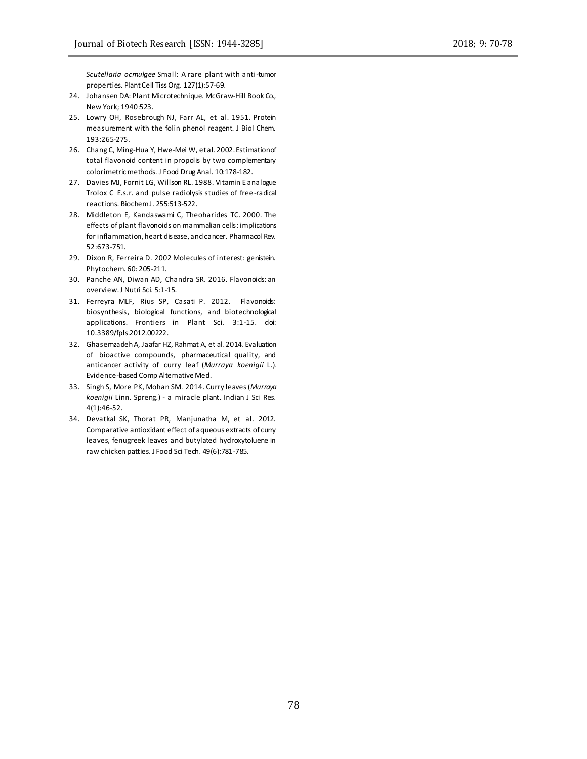*Scutellaria ocmulgee* Small: A rare plant with anti-tumor properties. Plant Cell Tiss Org. 127(1):57-69.

24. Johansen DA: Plant Microtechnique. McGraw-Hill Book Co., New York; 1940:523.
25. Lowry OH, Rosebrough NJ, Farr AL, et al. 1951. Protein measurement with the folin phenol reagent. J Biol Chem. 193:265-275.
26. Chang C, Ming-Hua Y, Hwe-Mei W, et al. 2002. Estimationof total flavonoid content in propolis by two complementary colorimetric methods. J Food Drug Anal. 10:178-182.
27. Davies MJ, Fornit LG, Willson RL. 1988. Vitamin E analogue Trolox C E.s.r. and pulse radiolysis studies of free-radical reactions. Biochem J. 255:513-522.
28. Middleton E, Kandaswami C, Theoharides TC. 2000. The effects of plant flavonoids on mammalian cells: implications for inflammation, heart disease, and cancer. Pharmacol Rev. 52:673-751.
29. Dixon R, Ferreira D. 2002 Molecules of interest: genistein. Phytochem. 60: 205-211.
30. Panche AN, Diwan AD, Chandra SR. 2016. Flavonoids: an overview. J Nutri Sci. 5:1-15.
31. Ferreyra MLF, Rius SP, Casati P. 2012. Flavonoids: biosynthesis, biological functions, and biotechnological applications. Frontiers in Plant Sci. 3:1-15. doi: 10.3389/fpls.2012.00222.
32. Ghasemzadeh A, Jaafar HZ, Rahmat A, et al. 2014. Evaluation of bioactive compounds, pharmaceutical quality, and anticancer activity of curry leaf (*Murraya koenigii* L.). Evidence-based Comp Alternative Med.
33. Singh S, More PK, Mohan SM. 2014. Curry leaves (*Murraya koenigii* Linn. Spreng.) - a miracle plant. Indian J Sci Res. 4(1):46-52.
34. Devatkal SK, Thorat PR, Manjunatha M, et al. 2012. Comparative antioxidant effect of aqueous extracts of curry leaves, fenugreek leaves and butylated hydroxytoluene in raw chicken patties. J Food Sci Tech. 49(6):781-785.